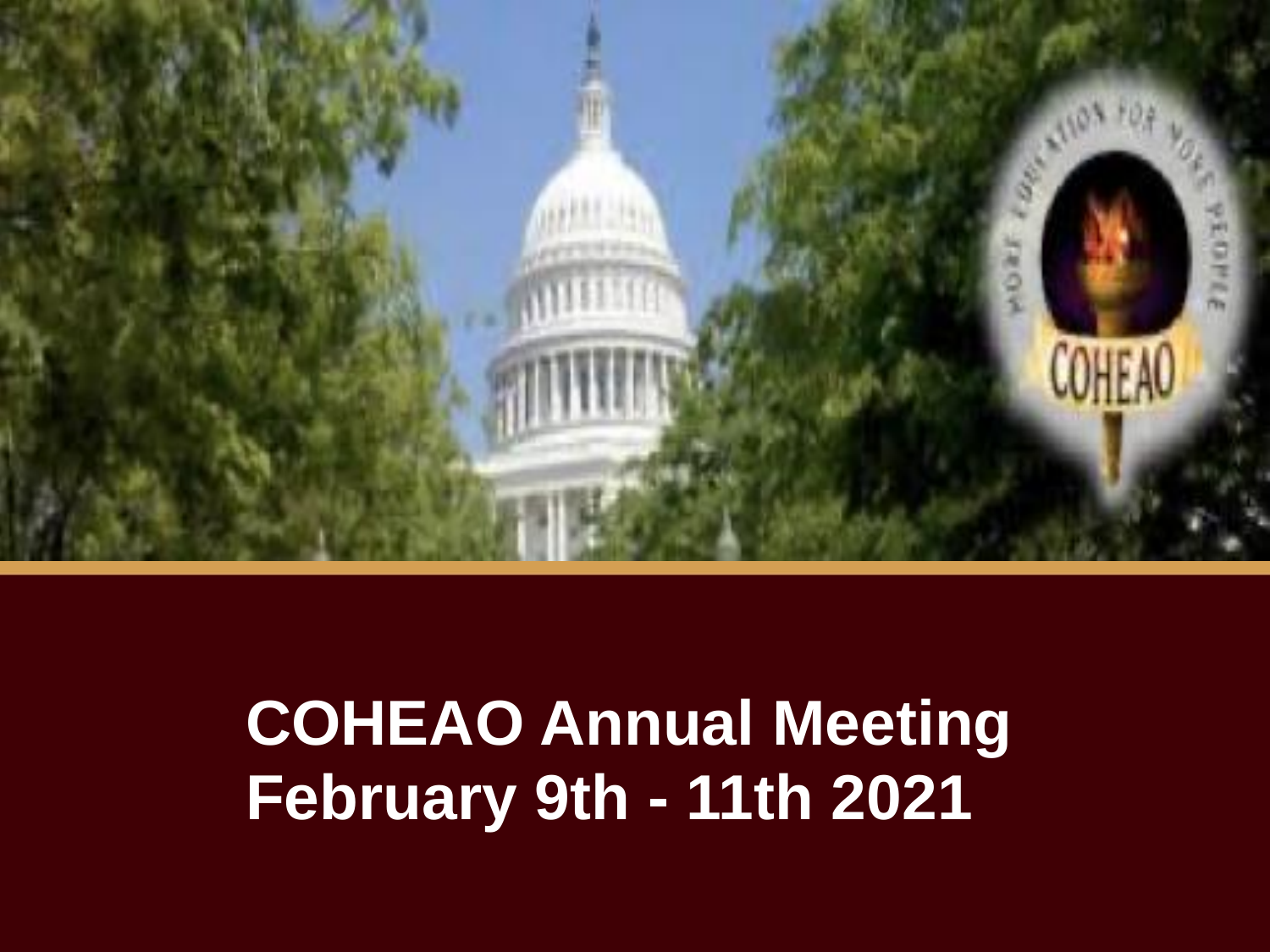# COHEAO Annual Meeting February 9th - 11th 2021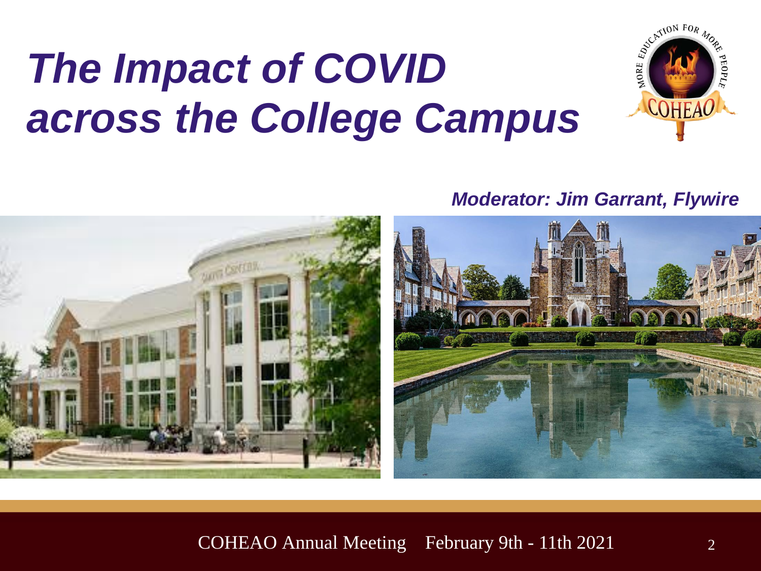# *The Impact of COVID across the College Campus*

***Moderator: Jim Garrant, Flywire***

COHEAO Annual Meeting February 9th - 11th 2021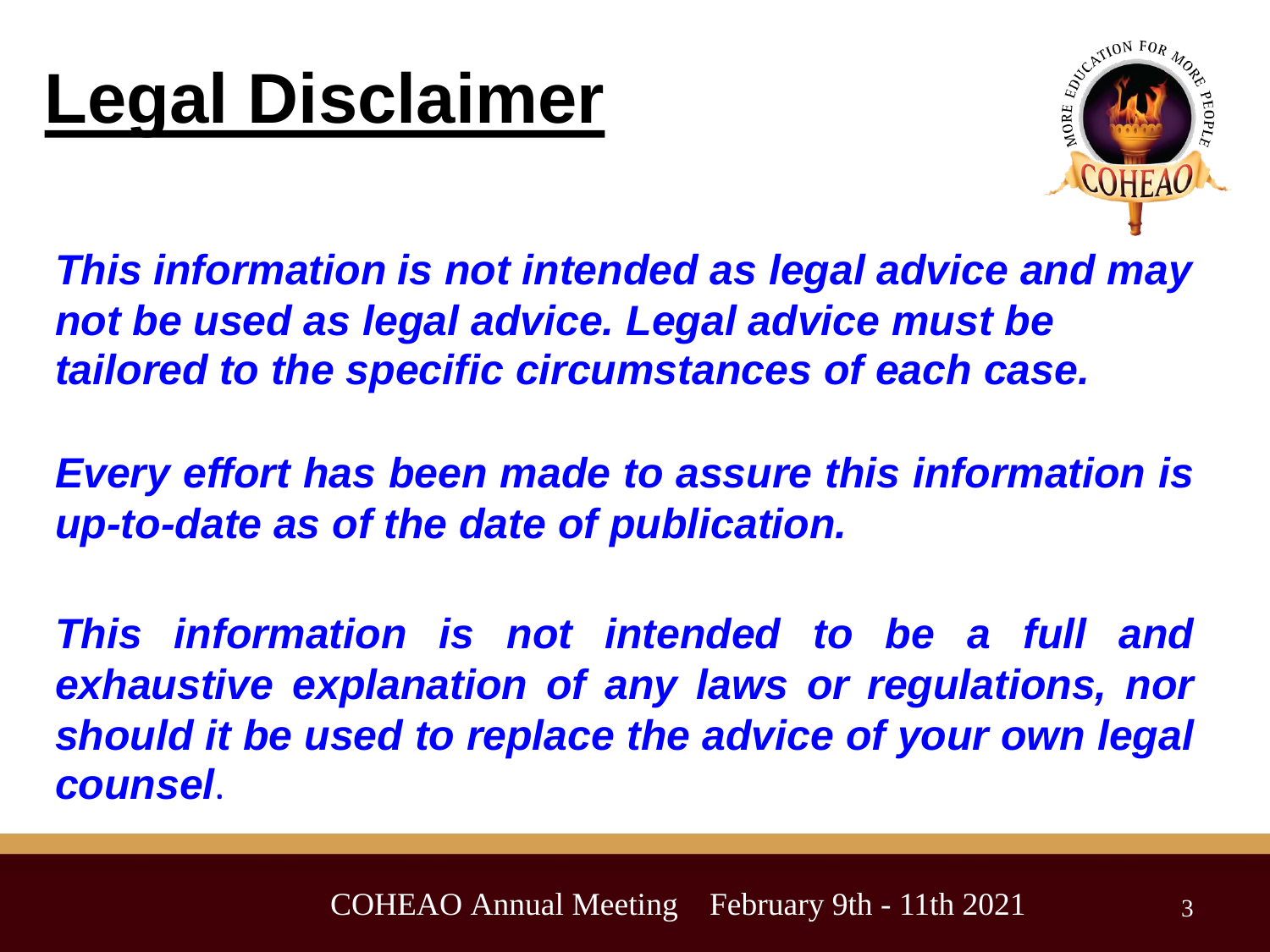# Legal Disclaimer

***This information is not intended as legal advice and may not be used as legal advice. Legal advice must be tailored to the specific circumstances of each case.***

***Every effort has been made to assure this information is up-to-date as of the date of publication.***

***This information is not intended to be a full and exhaustive explanation of any laws or regulations, nor should it be used to replace the advice of your own legal counsel***.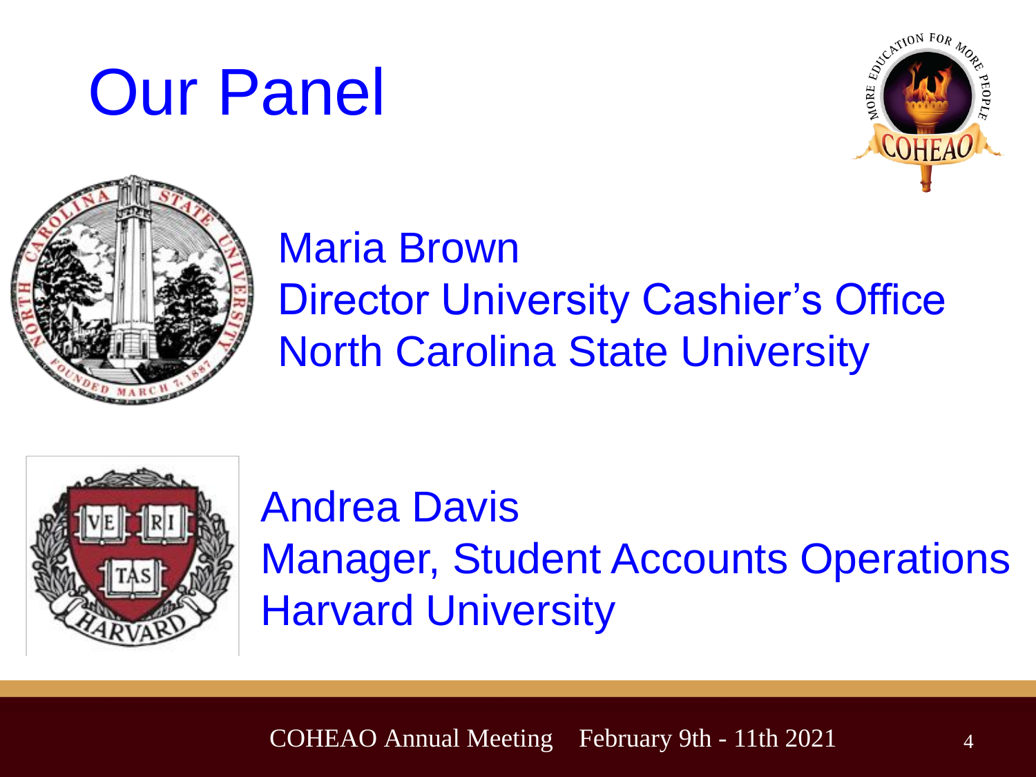# Our Panel

Maria Brown
Director University Cashier's Office
North Carolina State University

Andrea Davis
Manager, Student Accounts Operations
Harvard University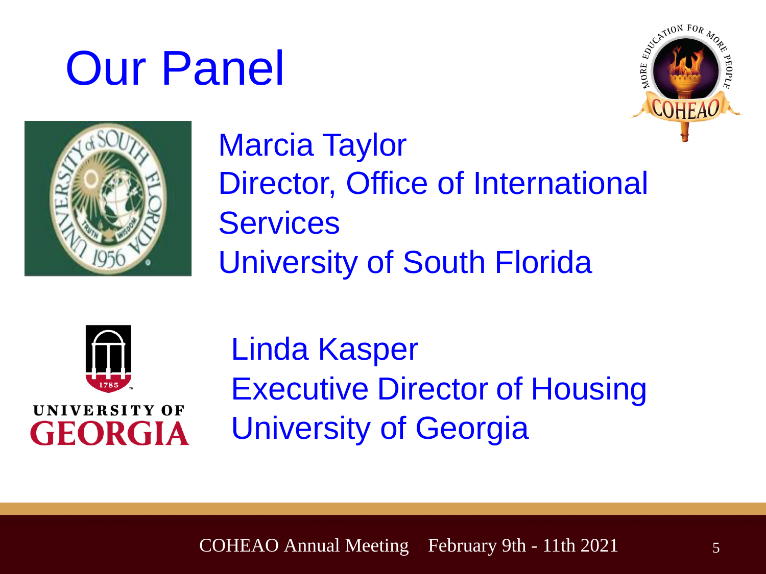# Our Panel

Marcia Taylor
Director, Office of International Services
University of South Florida

Linda Kasper
Executive Director of Housing
University of Georgia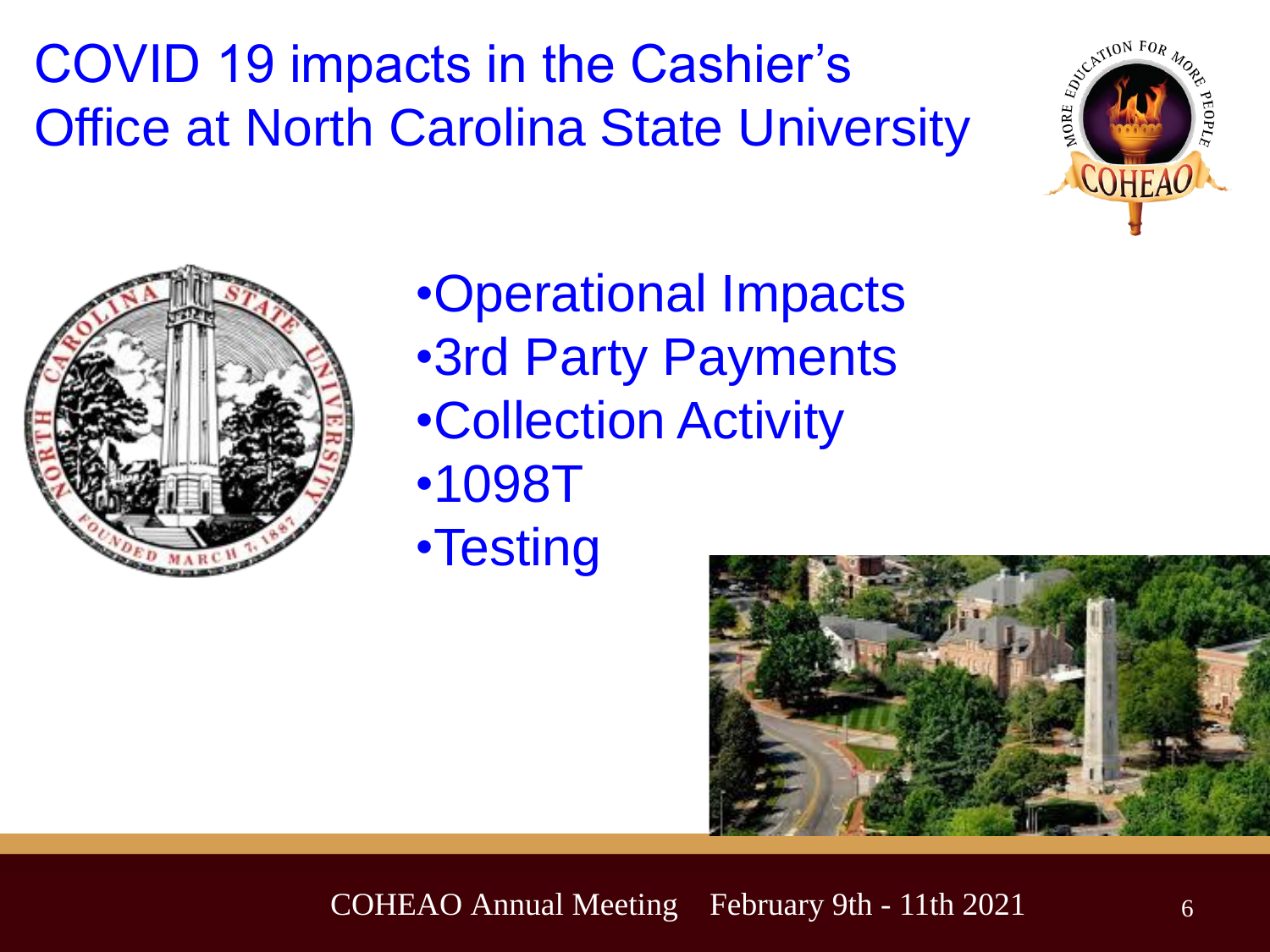# COVID 19 impacts in the Cashier's Office at North Carolina State University

- Operational Impacts
- 3rd Party Payments
- Collection Activity
- 1098T
- Testing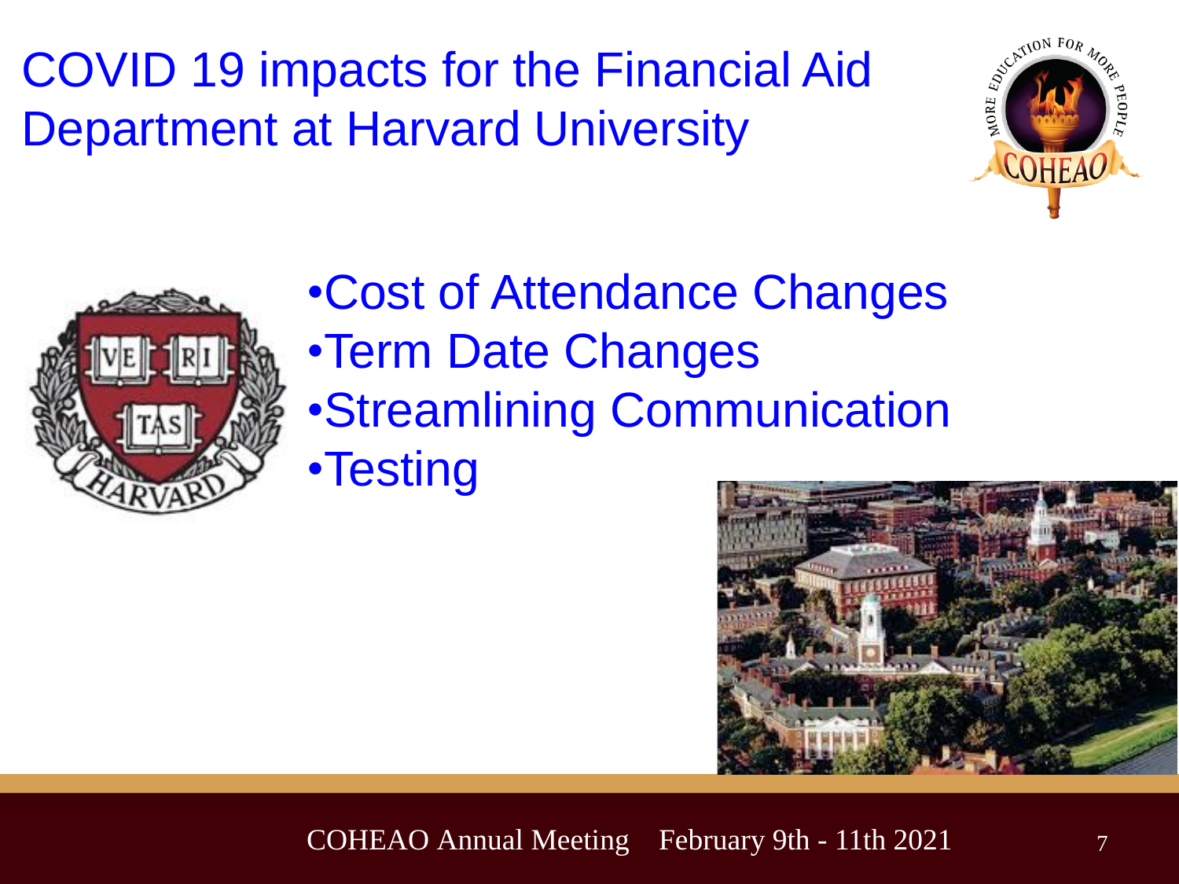# COVID 19 impacts for the Financial Aid Department at Harvard University

- Cost of Attendance Changes
- Term Date Changes
- Streamlining Communication
- Testing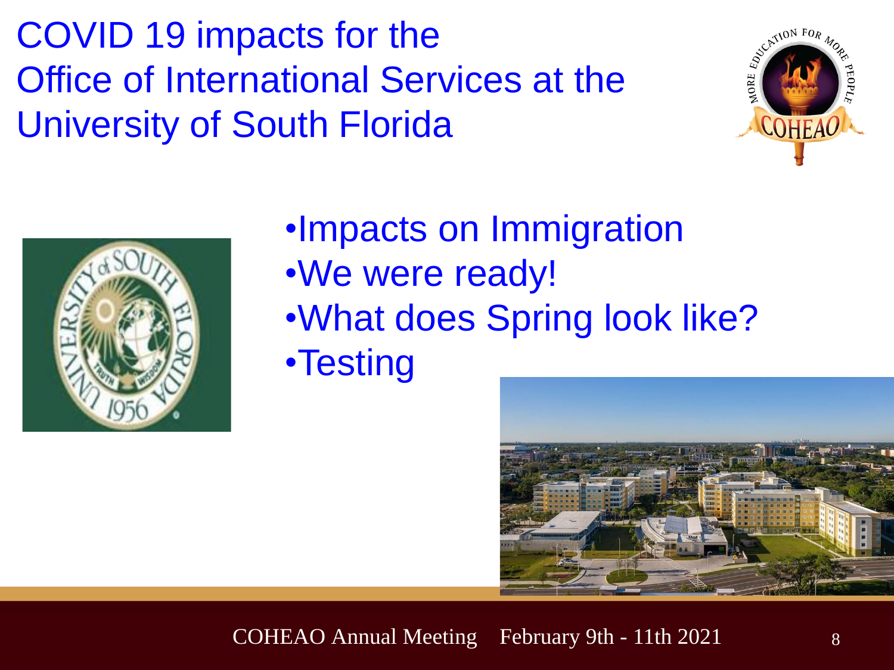# COVID 19 impacts for the Office of International Services at the University of South Florida

- Impacts on Immigration
- We were ready!
- What does Spring look like?
- Testing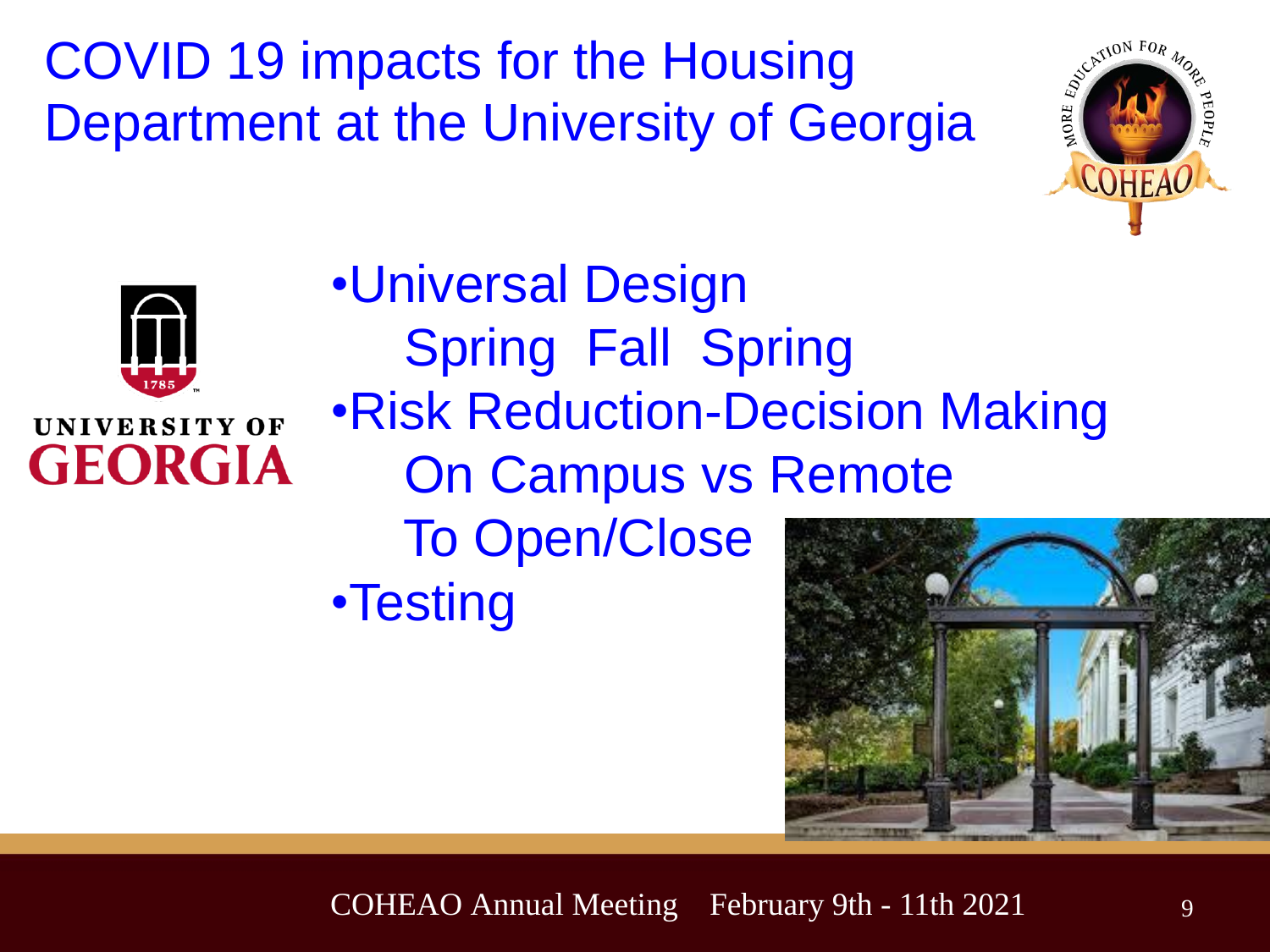# COVID 19 impacts for the Housing Department at the University of Georgia

- Universal Design
  - Spring Fall Spring
- Risk Reduction-Decision Making
  - On Campus vs Remote
  - To Open/Close
- Testing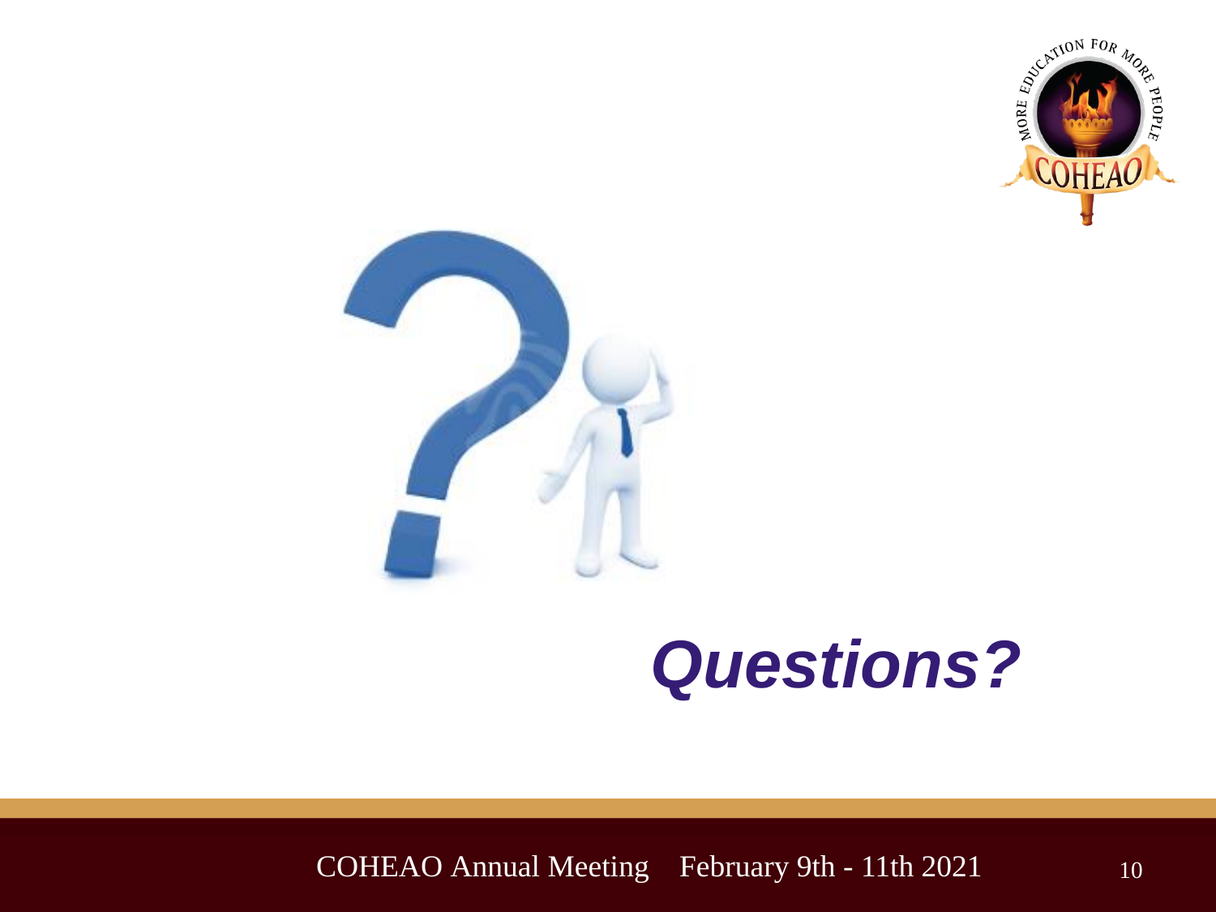# *Questions?*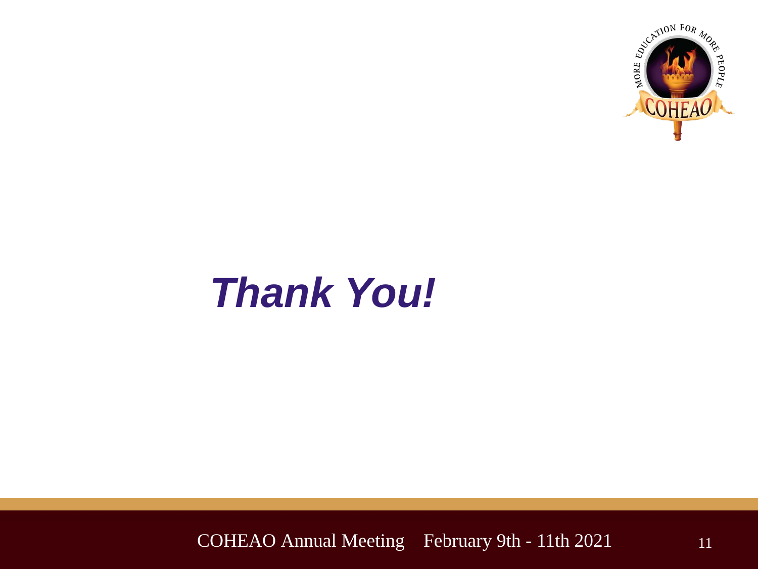# *Thank You!*